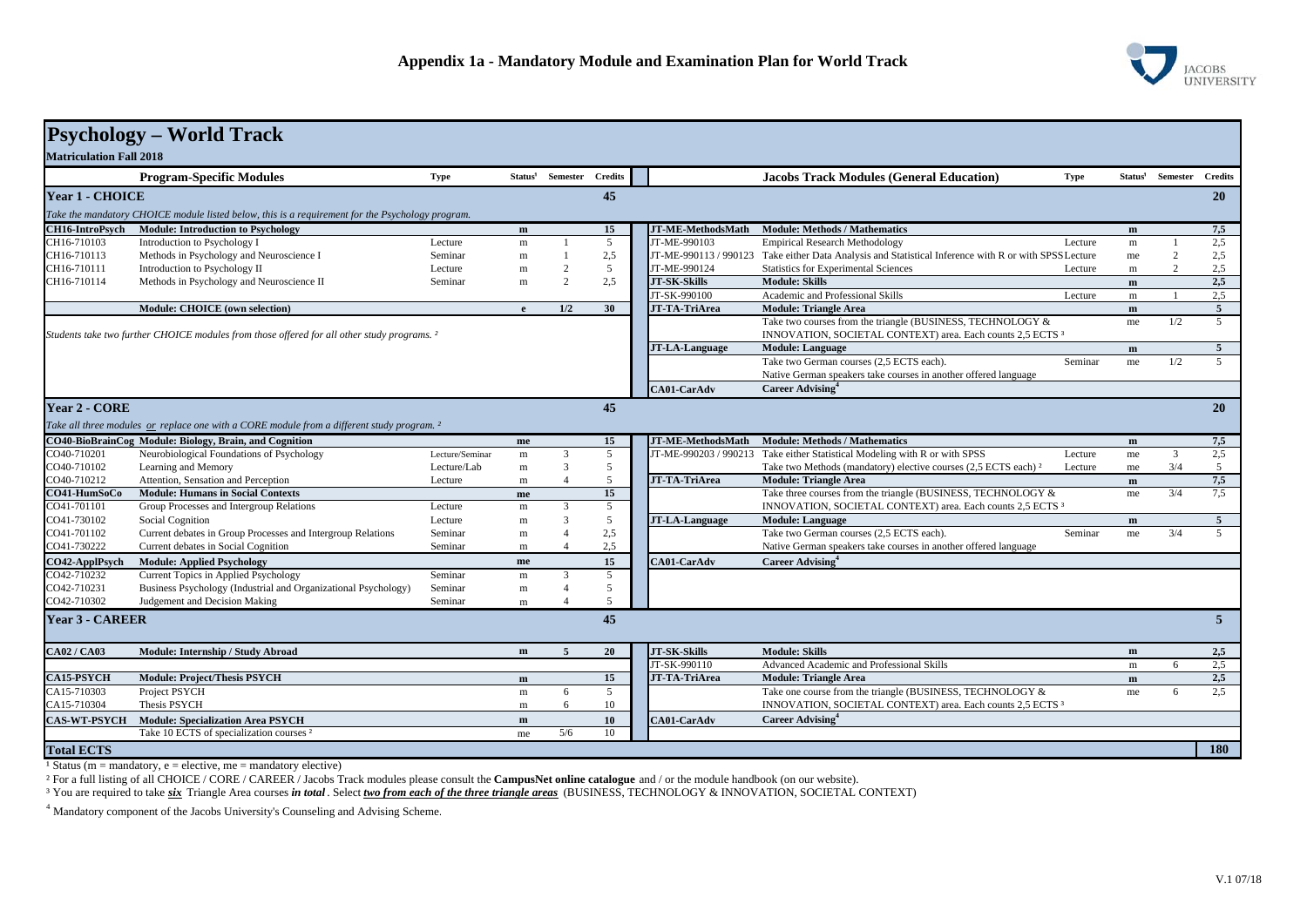# Appendix 1a - Mandatory Module and Examination Plan for World Track

## Psychology – World Track

**Matriculation Fall 2018**

| | Program-Specific Modules | Type | Status[1] | Semester | Credits | | Jacobs Track Modules (General Education) | Type | Status[1] | Semester | Credits |
|---|---|---|---|---|---|---|---|---|---|---|---|
| **Year 1 - CHOICE** | | | | | **45** | | | | | | **20** |
| *Take the mandatory CHOICE module listed below, this is a requirement for the Psychology program.* | | | | | | | | | | | |
| **CH16-IntroPsych** | **Module: Introduction to Psychology** | | **m** | | **15** | **JT-ME-MethodsMath** | **Module: Methods / Mathematics** | | **m** | | **7,5** |
| CH16-710103 | Introduction to Psychology I | Lecture | m | 1 | 5 | JT-ME-990103 | Empirical Research Methodology | Lecture | m | 1 | 2,5 |
| CH16-710113 | Methods in Psychology and Neuroscience I | Seminar | m | 1 | 2,5 | JT-ME-990113 / 990123 | Take either Data Analysis and Statistical Inference with R or with SPSS | Lecture | me | 2 | 2,5 |
| CH16-710111 | Introduction to Psychology II | Lecture | m | 2 | 5 | JT-ME-990124 | Statistics for Experimental Sciences | Lecture | m | 2 | 2,5 |
| CH16-710114 | Methods in Psychology and Neuroscience II | Seminar | m | 2 | 2,5 | **JT-SK-Skills** | **Module: Skills** | | **m** | | **2,5** |
| | | | | | | JT-SK-990100 | Academic and Professional Skills | Lecture | m | 1 | 2,5 |
| | **Module: CHOICE (own selection)** | | **e** | **1/2** | **30** | **JT-TA-TriArea** | **Module: Triangle Area** | | **m** | | **5** |
| *Students take two further CHOICE modules from those offered for all other study programs. ²* | | | | | | | Take two courses from the triangle (BUSINESS, TECHNOLOGY & INNOVATION, SOCIETAL CONTEXT) area. Each counts 2,5 ECTS ³ | | me | 1/2 | 5 |
| | | | | | | **JT-LA-Language** | **Module: Language** | | **m** | | **5** |
| | | | | | | | Take two German courses (2,5 ECTS each). Native German speakers take courses in another offered language | Seminar | me | 1/2 | 5 |
| | | | | | | **CA01-CarAdv** | **Career Advising[4]** | | | | |
| **Year 2 - CORE** | | | | | **45** | | | | | | **20** |
| *Take all three modules or replace one with a CORE module from a different study program. ²* | | | | | | | | | | | |
| **CO40-BioBrainCog** | **Module: Biology, Brain, and Cognition** | | **me** | | **15** | **JT-ME-MethodsMath** | **Module: Methods / Mathematics** | | **m** | | **7,5** |
| CO40-710201 | Neurobiological Foundations of Psychology | Lecture/Seminar | m | 3 | 5 | JT-ME-990203 / 990213 | Take either Statistical Modeling with R or with SPSS | Lecture | me | 3 | 2,5 |
| CO40-710102 | Learning and Memory | Lecture/Lab | m | 3 | 5 | | Take two Methods (mandatory) elective courses (2,5 ECTS each) ² | Lecture | me | 3/4 | 5 |
| CO40-710212 | Attention, Sensation and Perception | Lecture | m | 4 | 5 | **JT-TA-TriArea** | **Module: Triangle Area** | | **m** | | **7,5** |
| **CO41-HumSoCo** | **Module: Humans in Social Contexts** | | **me** | | **15** | | Take three courses from the triangle (BUSINESS, TECHNOLOGY & INNOVATION, SOCIETAL CONTEXT) area. Each counts 2,5 ECTS ³ | | me | 3/4 | 7,5 |
| CO41-701101 | Group Processes and Intergroup Relations | Lecture | m | 3 | 5 | | | | | | |
| CO41-730102 | Social Cognition | Lecture | m | 3 | 5 | **JT-LA-Language** | **Module: Language** | | **m** | | **5** |
| CO41-701102 | Current debates in Group Processes and Intergroup Relations | Seminar | m | 4 | 2,5 | | Take two German courses (2,5 ECTS each). | Seminar | me | 3/4 | 5 |
| CO41-730222 | Current debates in Social Cognition | Seminar | m | 4 | 2,5 | | Native German speakers take courses in another offered language | | | | |
| **CO42-ApplPsych** | **Module: Applied Psychology** | | **me** | | **15** | **CA01-CarAdv** | **Career Advising[4]** | | | | |
| CO42-710232 | Current Topics in Applied Psychology | Seminar | m | 3 | 5 | | | | | | |
| CO42-710231 | Business Psychology (Industrial and Organizational Psychology) | Seminar | m | 4 | 5 | | | | | | |
| CO42-710302 | Judgement and Decision Making | Seminar | m | 4 | 5 | | | | | | |
| **Year 3 - CAREER** | | | | | **45** | | | | | | **5** |
| **CA02 / CA03** | **Module: Internship / Study Abroad** | | **m** | **5** | **20** | **JT-SK-Skills** | **Module: Skills** | | **m** | | **2,5** |
| | | | | | | JT-SK-990110 | Advanced Academic and Professional Skills | | m | 6 | 2,5 |
| **CA15-PSYCH** | **Module: Project/Thesis PSYCH** | | **m** | | **15** | **JT-TA-TriArea** | **Module: Triangle Area** | | **m** | | **2,5** |
| CA15-710303 | Project PSYCH | | m | 6 | 5 | | Take one course from the triangle (BUSINESS, TECHNOLOGY & INNOVATION, SOCIETAL CONTEXT) area. Each counts 2,5 ECTS ³ | | me | 6 | 2,5 |
| CA15-710304 | Thesis PSYCH | | m | 6 | 10 | | | | | | |
| **CAS-WT-PSYCH** | **Module: Specialization Area PSYCH** | | **m** | | **10** | **CA01-CarAdv** | **Career Advising[4]** | | | | |
| | Take 10 ECTS of specialization courses ² | | me | 5/6 | 10 | | | | | | |
| **Total ECTS** | | | | | | | | | | | **180** |

¹ Status (m = mandatory, e = elective, me = mandatory elective)

² For a full listing of all CHOICE / CORE / CAREER / Jacobs Track modules please consult the **CampusNet online catalogue** and / or the module handbook (on our website).

³ You are required to take ***six*** Triangle Area courses ***in total***. Select ***two from each of the three triangle areas*** (BUSINESS, TECHNOLOGY & INNOVATION, SOCIETAL CONTEXT)

⁴ Mandatory component of the Jacobs University's Counseling and Advising Scheme.

V.1 07/18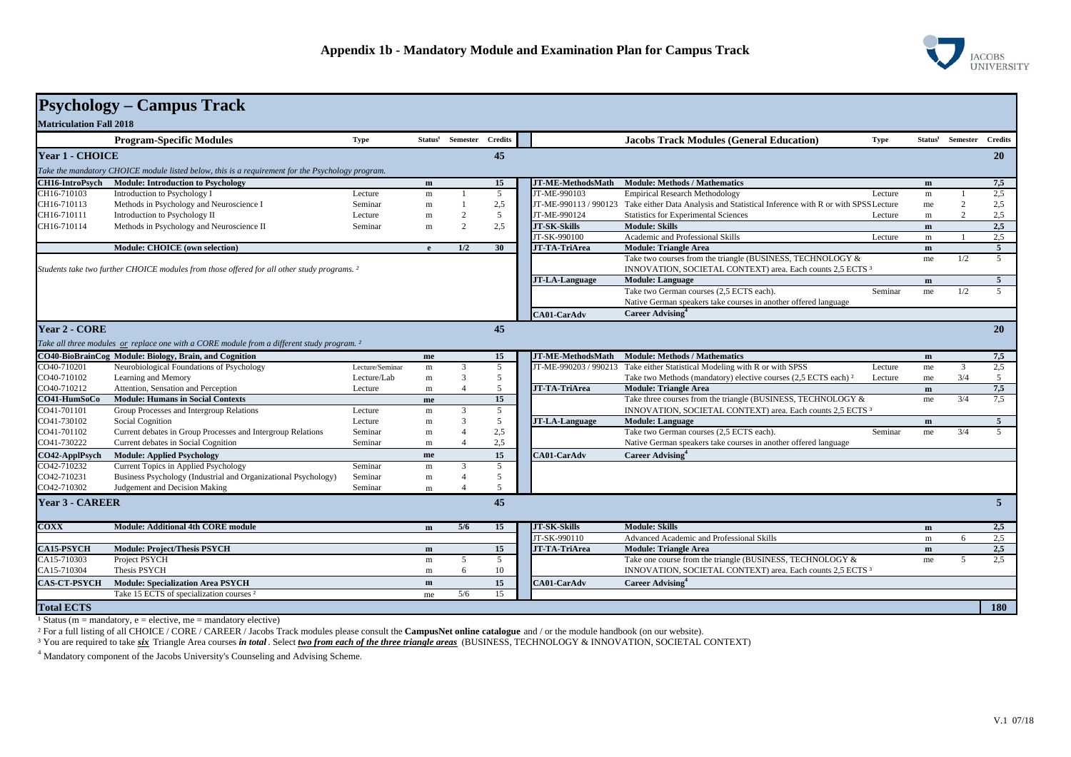# Appendix 1b - Mandatory Module and Examination Plan for Campus Track

## Psychology – Campus Track

**Matriculation Fall 2018**

| | **Program-Specific Modules** | **Type** | **Status[1]** | **Semester** | **Credits** | | **Jacobs Track Modules (General Education)** | **Type** | **Status[1]** | **Semester** | **Credits** |
|---|---|---|---|---|---|---|---|---|---|---|---|
| **Year 1 - CHOICE** | | | | | **45** | | | | | | **20** |
| *Take the mandatory CHOICE module listed below, this is a requirement for the Psychology program.* | | | | | | | | | | | |
| **CH16-IntroPsych** | **Module: Introduction to Psychology** | | **m** | | **15** | **JT-ME-MethodsMath** | **Module: Methods / Mathematics** | | **m** | | **7,5** |
| CH16-710103 | Introduction to Psychology I | Lecture | m | 1 | 5 | JT-ME-990103 | Empirical Research Methodology | Lecture | m | 1 | 2,5 |
| CH16-710113 | Methods in Psychology and Neuroscience I | Seminar | m | 1 | 2,5 | JT-ME-990113 / 990123 | Take either Data Analysis and Statistical Inference with R or with SPSS | Lecture | me | 2 | 2,5 |
| CH16-710111 | Introduction to Psychology II | Lecture | m | 2 | 5 | JT-ME-990124 | Statistics for Experimental Sciences | Lecture | m | 2 | 2,5 |
| CH16-710114 | Methods in Psychology and Neuroscience II | Seminar | m | 2 | 2,5 | **JT-SK-Skills** | **Module: Skills** | | **m** | | **2,5** |
| | | | | | | JT-SK-990100 | Academic and Professional Skills | Lecture | m | 1 | 2,5 |
| | **Module: CHOICE (own selection)** | | **e** | **1/2** | **30** | **JT-TA-TriArea** | **Module: Triangle Area** | | **m** | | **5** |
| *Students take two further CHOICE modules from those offered for all other study programs. [2]* | | | | | | | Take two courses from the triangle (BUSINESS, TECHNOLOGY & INNOVATION, SOCIETAL CONTEXT) area. Each counts 2,5 ECTS [3] | | me | 1/2 | 5 |
| | | | | | | **JT-LA-Language** | **Module: Language** | | **m** | | **5** |
| | | | | | | | Take two German courses (2,5 ECTS each). Native German speakers take courses in another offered language | Seminar | me | 1/2 | 5 |
| | | | | | | **CA01-CarAdv** | **Career Advising[4]** | | | | |
| **Year 2 - CORE** | | | | | **45** | | | | | | **20** |
| *Take all three modules or replace one with a CORE module from a different study program. [2]* | | | | | | | | | | | |
| **CO40-BioBrainCog** | **Module: Biology, Brain, and Cognition** | | **me** | | **15** | **JT-ME-MethodsMath** | **Module: Methods / Mathematics** | | **m** | | **7,5** |
| CO40-710201 | Neurobiological Foundations of Psychology | Lecture/Seminar | m | 3 | 5 | JT-ME-990203 / 990213 | Take either Statistical Modeling with R or with SPSS | Lecture | me | 3 | 2,5 |
| CO40-710102 | Learning and Memory | Lecture/Lab | m | 3 | 5 | | Take two Methods (mandatory) elective courses (2,5 ECTS each) [2] | Lecture | me | 3/4 | 5 |
| CO40-710212 | Attention, Sensation and Perception | Lecture | m | 4 | 5 | **JT-TA-TriArea** | **Module: Triangle Area** | | **m** | | **7,5** |
| **CO41-HumSoCo** | **Module: Humans in Social Contexts** | | **me** | | **15** | | Take three courses from the triangle (BUSINESS, TECHNOLOGY & INNOVATION, SOCIETAL CONTEXT) area. Each counts 2,5 ECTS [3] | | me | 3/4 | 7,5 |
| CO41-701101 | Group Processes and Intergroup Relations | Lecture | m | 3 | 5 | | | | | | |
| CO41-730102 | Social Cognition | Lecture | m | 3 | 5 | **JT-LA-Language** | **Module: Language** | | **m** | | **5** |
| CO41-701102 | Current debates in Group Processes and Intergroup Relations | Seminar | m | 4 | 2,5 | | Take two German courses (2,5 ECTS each). Native German speakers take courses in another offered language | Seminar | me | 3/4 | 5 |
| CO41-730222 | Current debates in Social Cognition | Seminar | m | 4 | 2,5 | | | | | | |
| **CO42-ApplPsych** | **Module: Applied Psychology** | | **me** | | **15** | **CA01-CarAdv** | **Career Advising[4]** | | | | |
| CO42-710232 | Current Topics in Applied Psychology | Seminar | m | 3 | 5 | | | | | | |
| CO42-710231 | Business Psychology (Industrial and Organizational Psychology) | Seminar | m | 4 | 5 | | | | | | |
| CO42-710302 | Judgement and Decision Making | Seminar | m | 4 | 5 | | | | | | |
| **Year 3 - CAREER** | | | | | **45** | | | | | | **5** |
| **COXX** | **Module: Additional 4th CORE module** | | **m** | **5/6** | **15** | **JT-SK-Skills** | **Module: Skills** | | **m** | | **2,5** |
| | | | | | | JT-SK-990110 | Advanced Academic and Professional Skills | | m | 6 | 2,5 |
| **CA15-PSYCH** | **Module: Project/Thesis PSYCH** | | **m** | | **15** | **JT-TA-TriArea** | **Module: Triangle Area** | | **m** | | **2,5** |
| CA15-710303 | Project PSYCH | | m | 5 | 5 | | Take one course from the triangle (BUSINESS, TECHNOLOGY & INNOVATION, SOCIETAL CONTEXT) area. Each counts 2,5 ECTS [3] | | me | 5 | 2,5 |
| CA15-710304 | Thesis PSYCH | | m | 6 | 10 | | | | | | |
| **CAS-CT-PSYCH** | **Module: Specialization Area PSYCH** | | **m** | | **15** | **CA01-CarAdv** | **Career Advising[4]** | | | | |
| | Take 15 ECTS of specialization courses [2] | | me | 5/6 | 15 | | | | | | |
| **Total ECTS** | | | | | | | | | | | **180** |

[1] Status (m = mandatory, e = elective, me = mandatory elective)

[2] For a full listing of all CHOICE / CORE / CAREER / Jacobs Track modules please consult the **CampusNet online catalogue** and / or the module handbook (on our website).

[3] You are required to take ***six*** Triangle Area courses ***in total***. Select ***two from each of the three triangle areas*** (BUSINESS, TECHNOLOGY & INNOVATION, SOCIETAL CONTEXT)

[4] Mandatory component of the Jacobs University's Counseling and Advising Scheme.